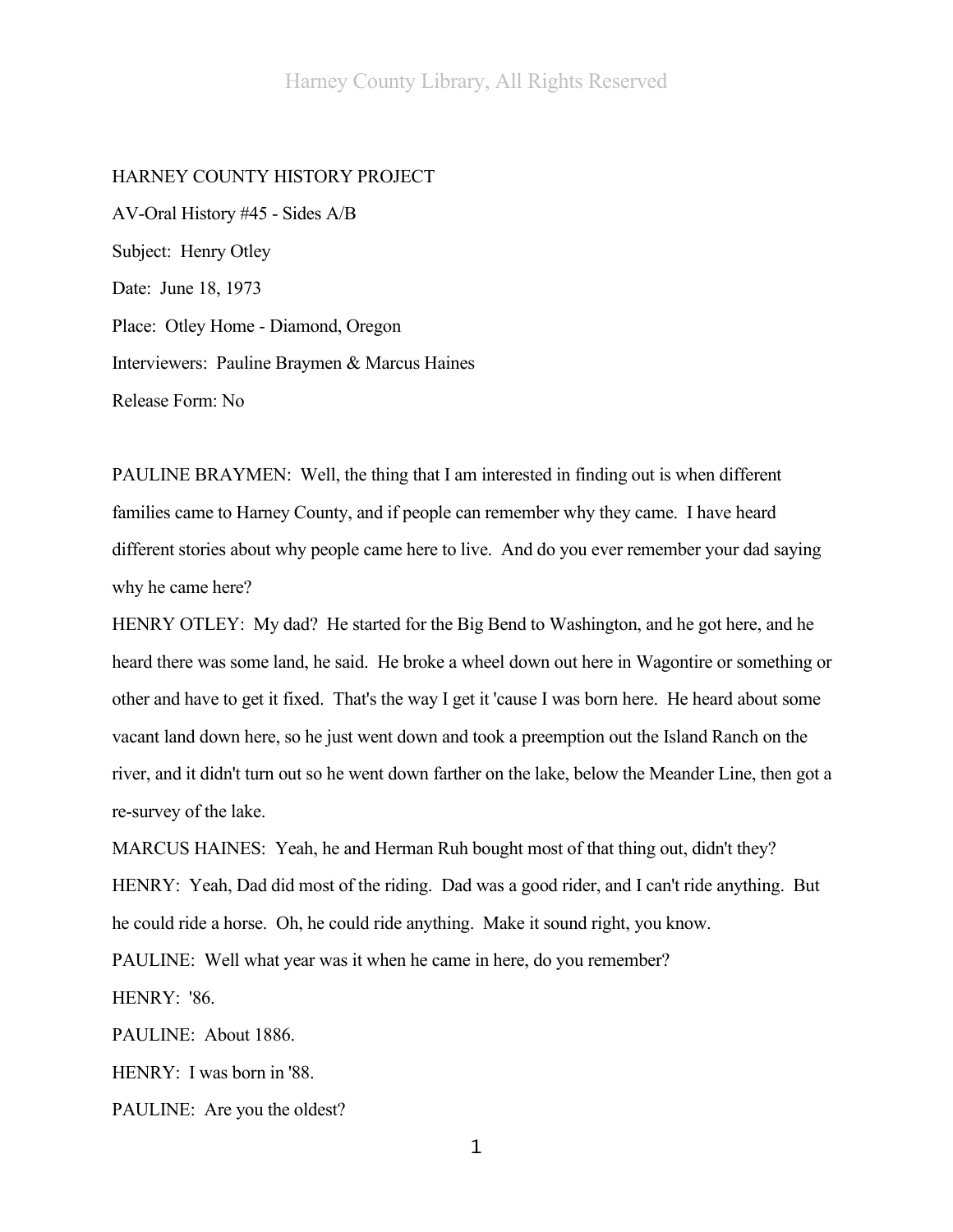HARNEY COUNTY HISTORY PROJECT

AV-Oral History #45 - Sides A/B

Subject: Henry Otley

Date: June 18, 1973

Place: Otley Home - Diamond, Oregon

Interviewers: Pauline Braymen & Marcus Haines

Release Form: No

PAULINE BRAYMEN: Well, the thing that I am interested in finding out is when different families came to Harney County, and if people can remember why they came. I have heard different stories about why people came here to live. And do you ever remember your dad saying why he came here?

HENRY OTLEY: My dad? He started for the Big Bend to Washington, and he got here, and he heard there was some land, he said. He broke a wheel down out here in Wagontire or something or other and have to get it fixed. That's the way I get it 'cause I was born here. He heard about some vacant land down here, so he just went down and took a preemption out the Island Ranch on the river, and it didn't turn out so he went down farther on the lake, below the Meander Line, then got a re-survey of the lake.

MARCUS HAINES: Yeah, he and Herman Ruh bought most of that thing out, didn't they?

HENRY: Yeah, Dad did most of the riding. Dad was a good rider, and I can't ride anything. But he could ride a horse. Oh, he could ride anything. Make it sound right, you know.

PAULINE: Well what year was it when he came in here, do you remember?

HENRY: '86.

PAULINE: About 1886.

HENRY: I was born in '88.

PAULINE: Are you the oldest?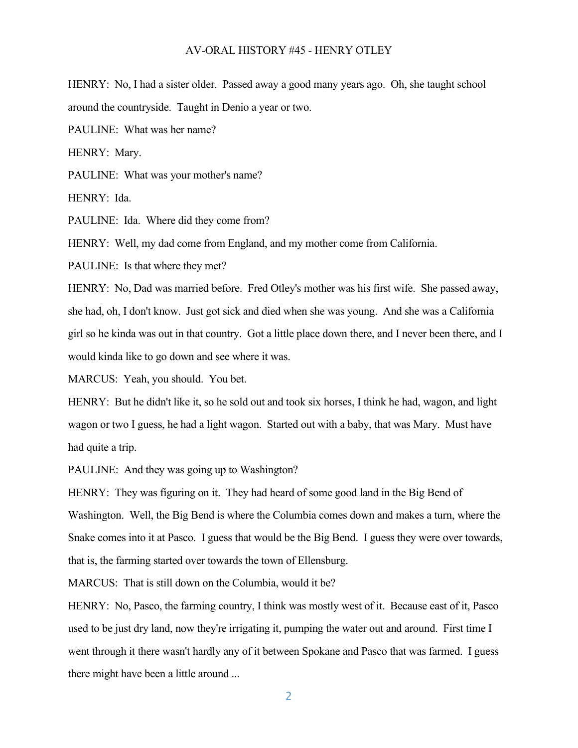HENRY: No, I had a sister older. Passed away a good many years ago. Oh, she taught school around the countryside. Taught in Denio a year or two.

PAULINE: What was her name?

HENRY: Mary.

PAULINE: What was your mother's name?

HENRY: Ida.

PAULINE: Ida. Where did they come from?

HENRY: Well, my dad come from England, and my mother come from California.

PAULINE: Is that where they met?

HENRY: No, Dad was married before. Fred Otley's mother was his first wife. She passed away, she had, oh, I don't know. Just got sick and died when she was young. And she was a California girl so he kinda was out in that country. Got a little place down there, and I never been there, and I would kinda like to go down and see where it was.

MARCUS: Yeah, you should. You bet.

HENRY: But he didn't like it, so he sold out and took six horses, I think he had, wagon, and light wagon or two I guess, he had a light wagon. Started out with a baby, that was Mary. Must have had quite a trip.

PAULINE: And they was going up to Washington?

HENRY: They was figuring on it. They had heard of some good land in the Big Bend of Washington. Well, the Big Bend is where the Columbia comes down and makes a turn, where the Snake comes into it at Pasco. I guess that would be the Big Bend. I guess they were over towards, that is, the farming started over towards the town of Ellensburg.

MARCUS: That is still down on the Columbia, would it be?

HENRY: No, Pasco, the farming country, I think was mostly west of it. Because east of it, Pasco used to be just dry land, now they're irrigating it, pumping the water out and around. First time I went through it there wasn't hardly any of it between Spokane and Pasco that was farmed. I guess there might have been a little around ...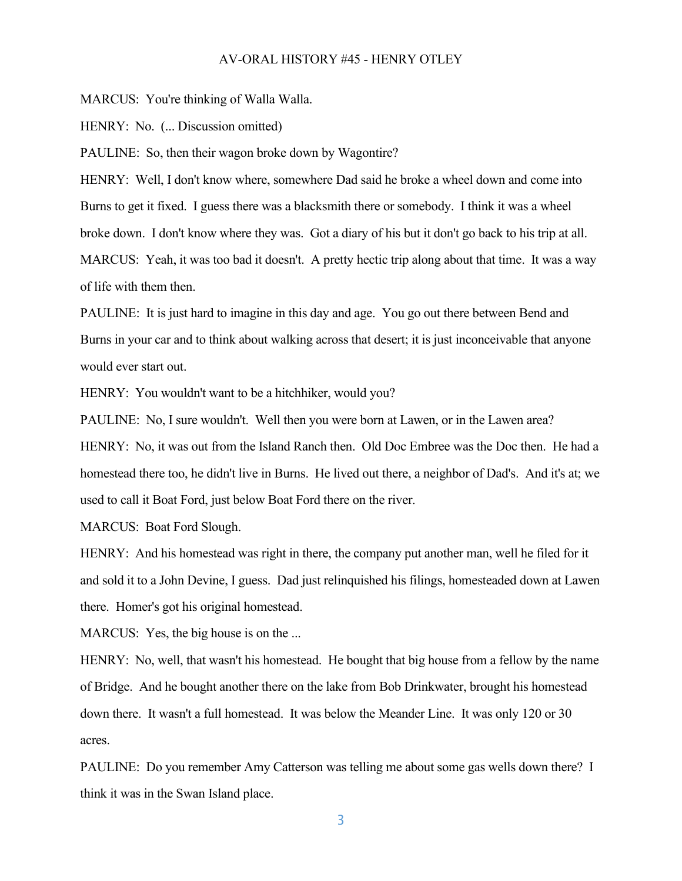MARCUS: You're thinking of Walla Walla.

HENRY: No. (... Discussion omitted)

PAULINE: So, then their wagon broke down by Wagontire?

HENRY: Well, I don't know where, somewhere Dad said he broke a wheel down and come into Burns to get it fixed. I guess there was a blacksmith there or somebody. I think it was a wheel broke down. I don't know where they was. Got a diary of his but it don't go back to his trip at all.

MARCUS: Yeah, it was too bad it doesn't. A pretty hectic trip along about that time. It was a way of life with them then.

PAULINE: It is just hard to imagine in this day and age. You go out there between Bend and Burns in your car and to think about walking across that desert; it is just inconceivable that anyone would ever start out.

HENRY: You wouldn't want to be a hitchhiker, would you?

PAULINE: No, I sure wouldn't. Well then you were born at Lawen, or in the Lawen area?

HENRY: No, it was out from the Island Ranch then. Old Doc Embree was the Doc then. He had a homestead there too, he didn't live in Burns. He lived out there, a neighbor of Dad's. And it's at; we used to call it Boat Ford, just below Boat Ford there on the river.

MARCUS: Boat Ford Slough.

HENRY: And his homestead was right in there, the company put another man, well he filed for it and sold it to a John Devine, I guess. Dad just relinquished his filings, homesteaded down at Lawen there. Homer's got his original homestead.

MARCUS: Yes, the big house is on the ...

HENRY: No, well, that wasn't his homestead. He bought that big house from a fellow by the name of Bridge. And he bought another there on the lake from Bob Drinkwater, brought his homestead down there. It wasn't a full homestead. It was below the Meander Line. It was only 120 or 30 acres.

PAULINE: Do you remember Amy Catterson was telling me about some gas wells down there? I think it was in the Swan Island place.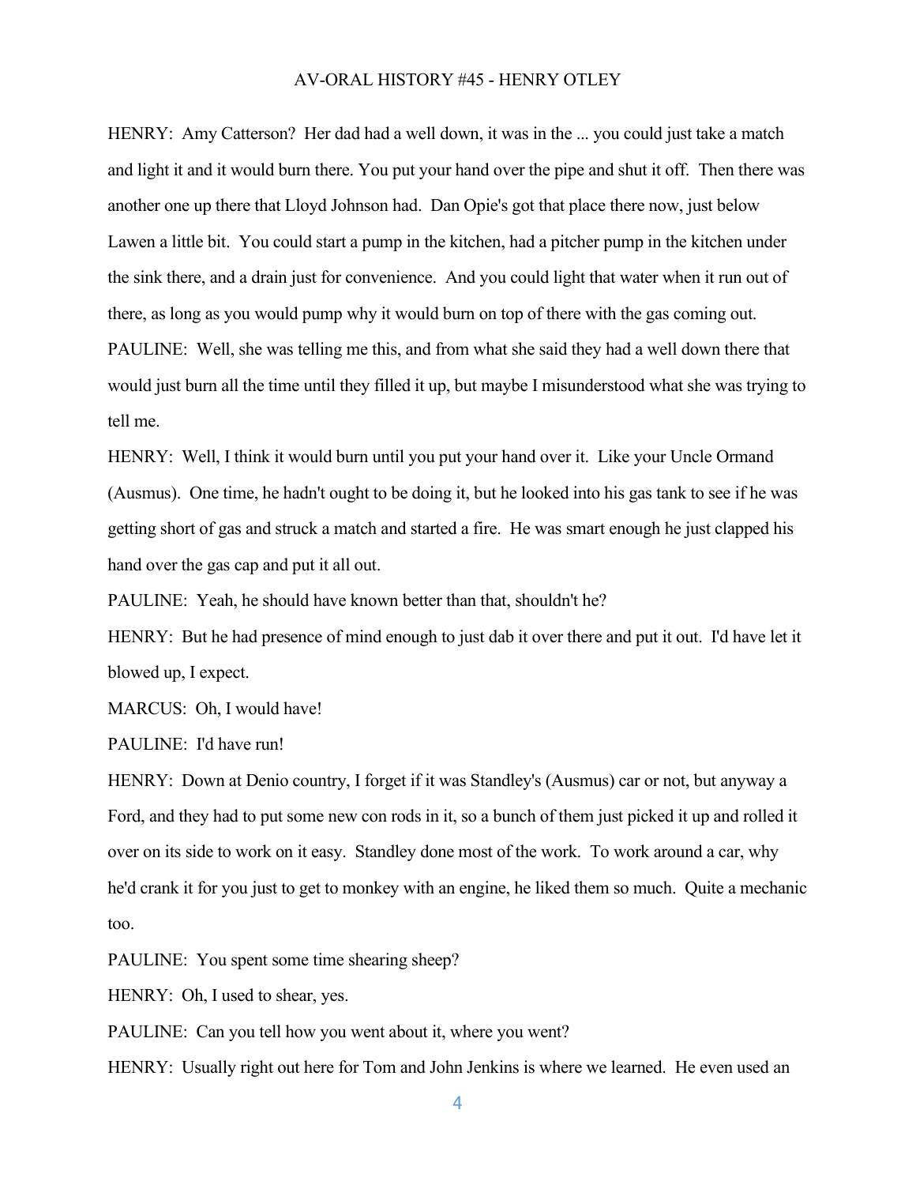HENRY: Amy Catterson? Her dad had a well down, it was in the ... you could just take a match and light it and it would burn there. You put your hand over the pipe and shut it off. Then there was another one up there that Lloyd Johnson had. Dan Opie's got that place there now, just below Lawen a little bit. You could start a pump in the kitchen, had a pitcher pump in the kitchen under the sink there, and a drain just for convenience. And you could light that water when it run out of there, as long as you would pump why it would burn on top of there with the gas coming out.

PAULINE: Well, she was telling me this, and from what she said they had a well down there that would just burn all the time until they filled it up, but maybe I misunderstood what she was trying to tell me.

HENRY: Well, I think it would burn until you put your hand over it. Like your Uncle Ormand (Ausmus). One time, he hadn't ought to be doing it, but he looked into his gas tank to see if he was getting short of gas and struck a match and started a fire. He was smart enough he just clapped his hand over the gas cap and put it all out.

PAULINE: Yeah, he should have known better than that, shouldn't he?

HENRY: But he had presence of mind enough to just dab it over there and put it out. I'd have let it blowed up, I expect.

MARCUS: Oh, I would have!

PAULINE: I'd have run!

HENRY: Down at Denio country, I forget if it was Standley's (Ausmus) car or not, but anyway a Ford, and they had to put some new con rods in it, so a bunch of them just picked it up and rolled it over on its side to work on it easy. Standley done most of the work. To work around a car, why he'd crank it for you just to get to monkey with an engine, he liked them so much. Quite a mechanic too.

PAULINE: You spent some time shearing sheep?

HENRY: Oh, I used to shear, yes.

PAULINE: Can you tell how you went about it, where you went?

HENRY: Usually right out here for Tom and John Jenkins is where we learned. He even used an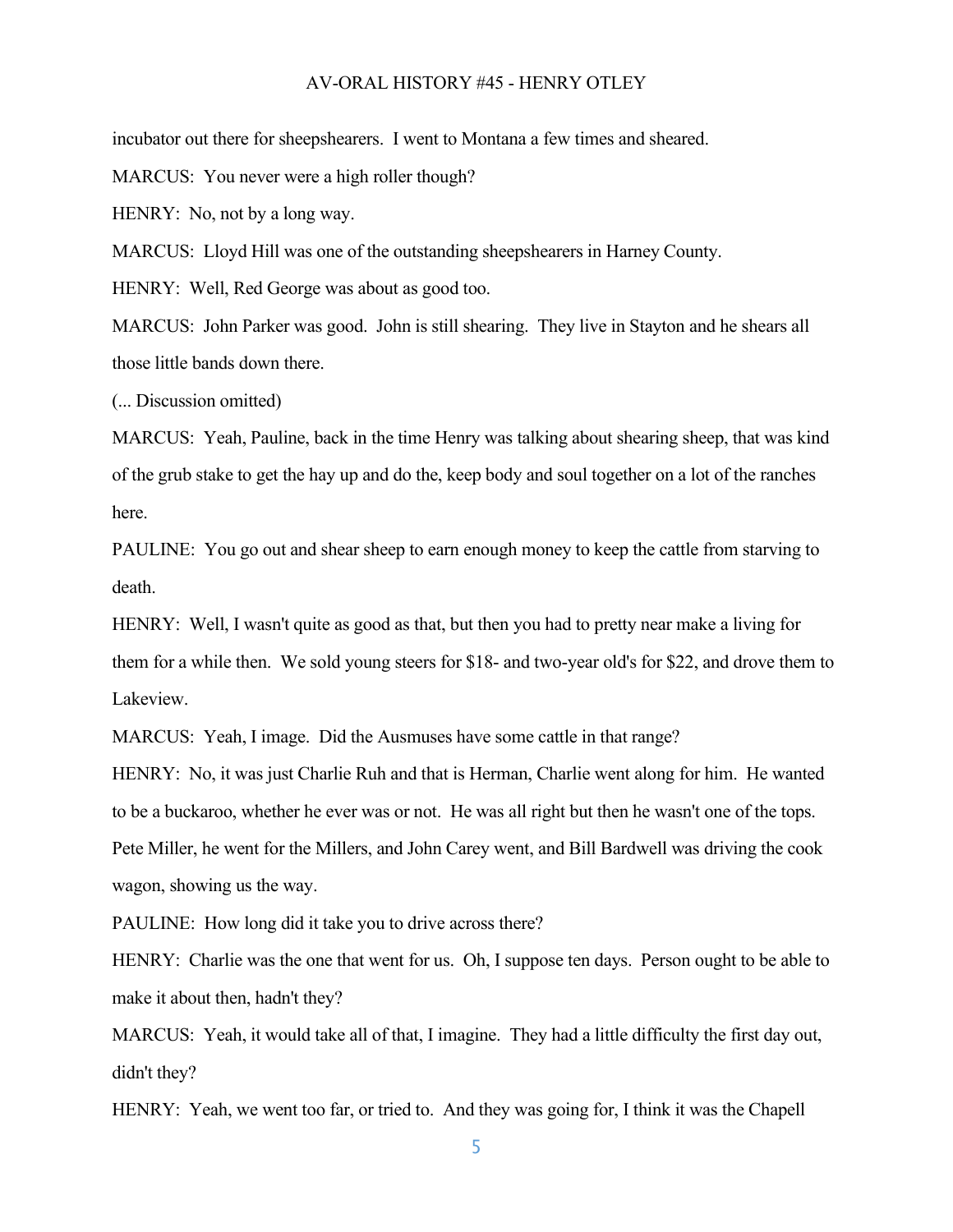incubator out there for sheepshearers. I went to Montana a few times and sheared.

MARCUS: You never were a high roller though?

HENRY: No, not by a long way.

MARCUS: Lloyd Hill was one of the outstanding sheepshearers in Harney County.

HENRY: Well, Red George was about as good too.

MARCUS: John Parker was good. John is still shearing. They live in Stayton and he shears all those little bands down there.

(... Discussion omitted)

MARCUS: Yeah, Pauline, back in the time Henry was talking about shearing sheep, that was kind of the grub stake to get the hay up and do the, keep body and soul together on a lot of the ranches here.

PAULINE: You go out and shear sheep to earn enough money to keep the cattle from starving to death.

HENRY: Well, I wasn't quite as good as that, but then you had to pretty near make a living for them for a while then. We sold young steers for $18- and two-year old's for $22, and drove them to Lakeview.

MARCUS: Yeah, I image. Did the Ausmuses have some cattle in that range?

HENRY: No, it was just Charlie Ruh and that is Herman, Charlie went along for him. He wanted to be a buckaroo, whether he ever was or not. He was all right but then he wasn't one of the tops. Pete Miller, he went for the Millers, and John Carey went, and Bill Bardwell was driving the cook wagon, showing us the way.

PAULINE: How long did it take you to drive across there?

HENRY: Charlie was the one that went for us. Oh, I suppose ten days. Person ought to be able to make it about then, hadn't they?

MARCUS: Yeah, it would take all of that, I imagine. They had a little difficulty the first day out, didn't they?

HENRY: Yeah, we went too far, or tried to. And they was going for, I think it was the Chapell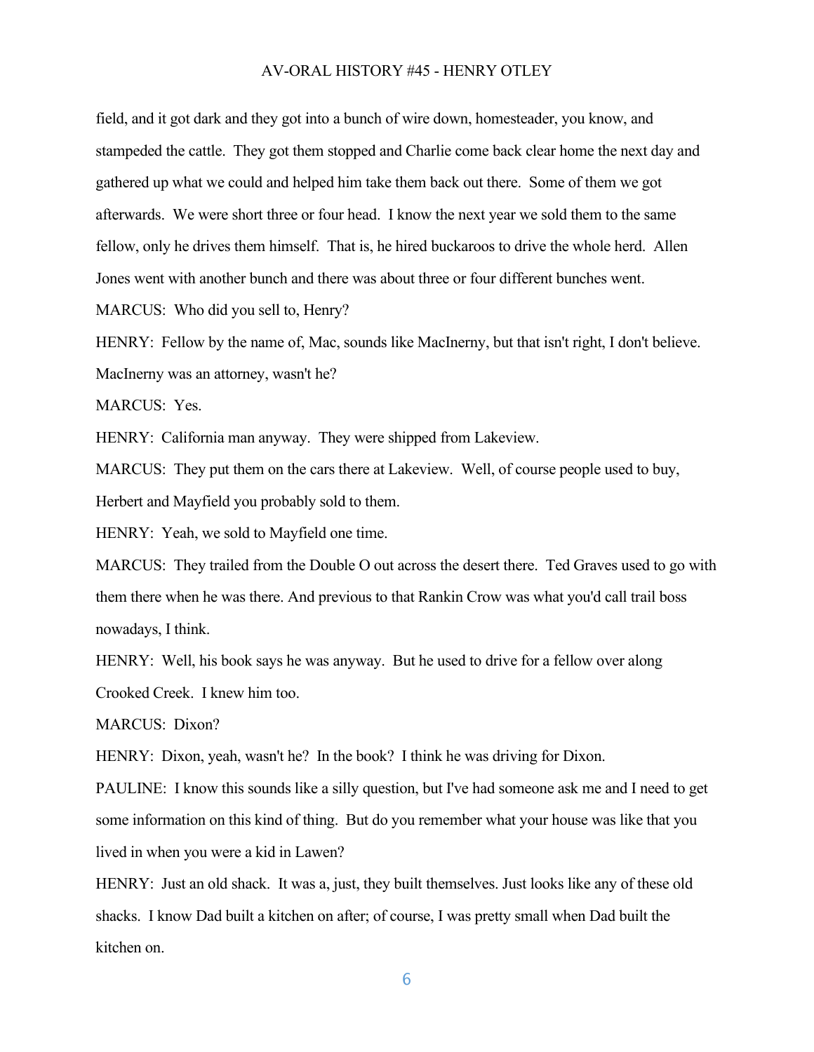field, and it got dark and they got into a bunch of wire down, homesteader, you know, and stampeded the cattle. They got them stopped and Charlie come back clear home the next day and gathered up what we could and helped him take them back out there. Some of them we got afterwards. We were short three or four head. I know the next year we sold them to the same fellow, only he drives them himself. That is, he hired buckaroos to drive the whole herd. Allen Jones went with another bunch and there was about three or four different bunches went.

MARCUS: Who did you sell to, Henry?

HENRY: Fellow by the name of, Mac, sounds like MacInerny, but that isn't right, I don't believe. MacInerny was an attorney, wasn't he?

MARCUS: Yes.

HENRY: California man anyway. They were shipped from Lakeview.

MARCUS: They put them on the cars there at Lakeview. Well, of course people used to buy, Herbert and Mayfield you probably sold to them.

HENRY: Yeah, we sold to Mayfield one time.

MARCUS: They trailed from the Double O out across the desert there. Ted Graves used to go with them there when he was there. And previous to that Rankin Crow was what you'd call trail boss nowadays, I think.

HENRY: Well, his book says he was anyway. But he used to drive for a fellow over along Crooked Creek. I knew him too.

MARCUS: Dixon?

HENRY: Dixon, yeah, wasn't he? In the book? I think he was driving for Dixon.

PAULINE: I know this sounds like a silly question, but I've had someone ask me and I need to get some information on this kind of thing. But do you remember what your house was like that you lived in when you were a kid in Lawen?

HENRY: Just an old shack. It was a, just, they built themselves. Just looks like any of these old shacks. I know Dad built a kitchen on after; of course, I was pretty small when Dad built the kitchen on.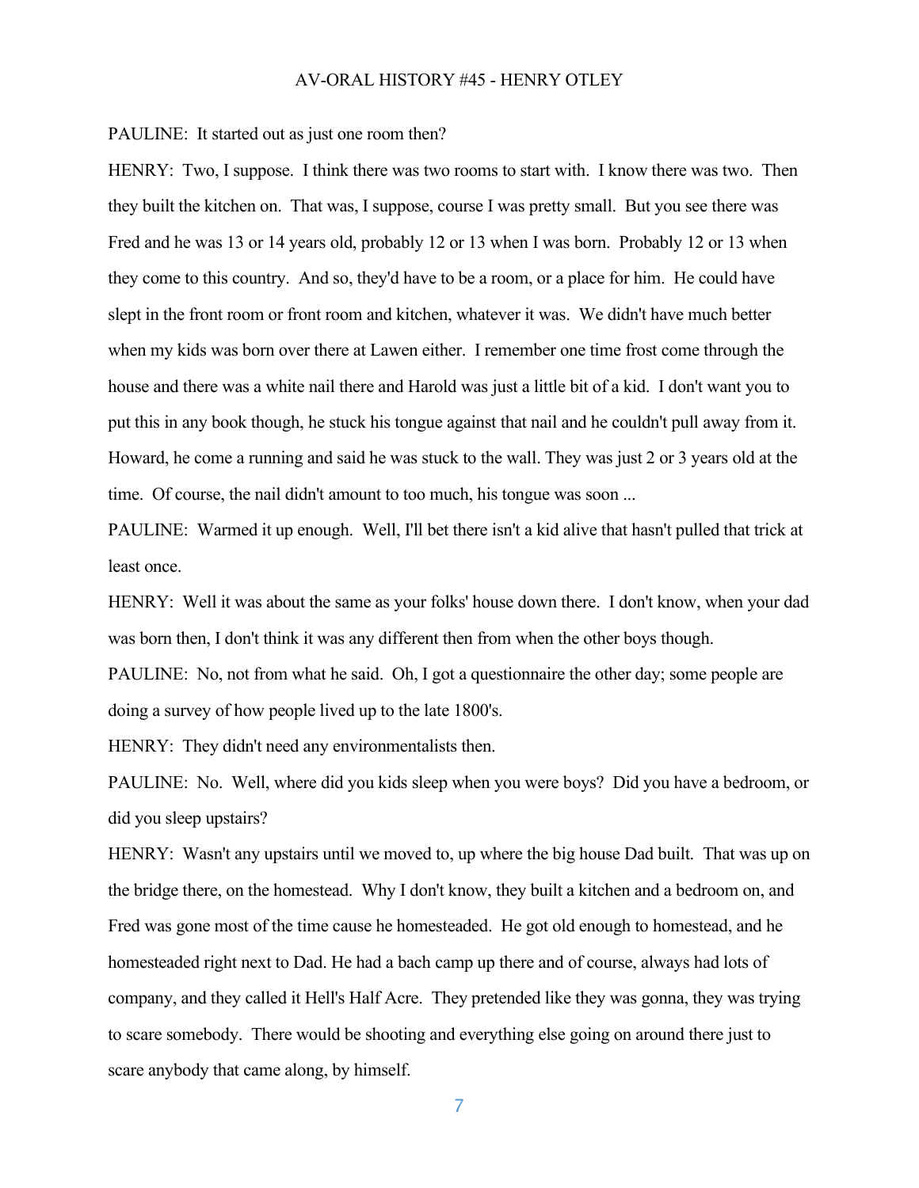PAULINE: It started out as just one room then?

HENRY: Two, I suppose. I think there was two rooms to start with. I know there was two. Then they built the kitchen on. That was, I suppose, course I was pretty small. But you see there was Fred and he was 13 or 14 years old, probably 12 or 13 when I was born. Probably 12 or 13 when they come to this country. And so, they'd have to be a room, or a place for him. He could have slept in the front room or front room and kitchen, whatever it was. We didn't have much better when my kids was born over there at Lawen either. I remember one time frost come through the house and there was a white nail there and Harold was just a little bit of a kid. I don't want you to put this in any book though, he stuck his tongue against that nail and he couldn't pull away from it. Howard, he come a running and said he was stuck to the wall. They was just 2 or 3 years old at the time. Of course, the nail didn't amount to too much, his tongue was soon ...

PAULINE: Warmed it up enough. Well, I'll bet there isn't a kid alive that hasn't pulled that trick at least once.

HENRY: Well it was about the same as your folks' house down there. I don't know, when your dad was born then, I don't think it was any different then from when the other boys though.

PAULINE: No, not from what he said. Oh, I got a questionnaire the other day; some people are doing a survey of how people lived up to the late 1800's.

HENRY: They didn't need any environmentalists then.

PAULINE: No. Well, where did you kids sleep when you were boys? Did you have a bedroom, or did you sleep upstairs?

HENRY: Wasn't any upstairs until we moved to, up where the big house Dad built. That was up on the bridge there, on the homestead. Why I don't know, they built a kitchen and a bedroom on, and Fred was gone most of the time cause he homesteaded. He got old enough to homestead, and he homesteaded right next to Dad. He had a bach camp up there and of course, always had lots of company, and they called it Hell's Half Acre. They pretended like they was gonna, they was trying to scare somebody. There would be shooting and everything else going on around there just to scare anybody that came along, by himself.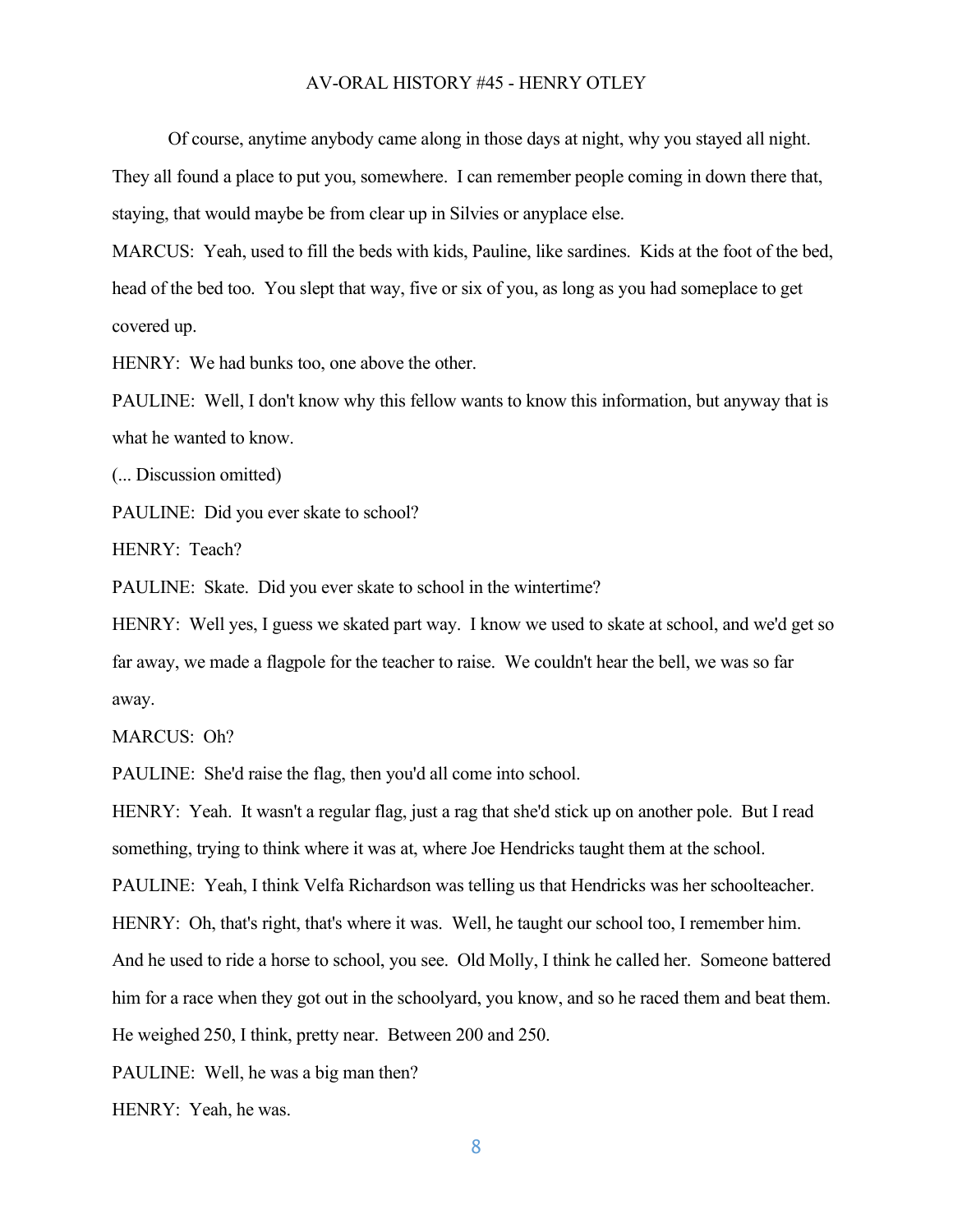Of course, anytime anybody came along in those days at night, why you stayed all night. They all found a place to put you, somewhere. I can remember people coming in down there that, staying, that would maybe be from clear up in Silvies or anyplace else.

MARCUS: Yeah, used to fill the beds with kids, Pauline, like sardines. Kids at the foot of the bed, head of the bed too. You slept that way, five or six of you, as long as you had someplace to get covered up.

HENRY: We had bunks too, one above the other.

PAULINE: Well, I don't know why this fellow wants to know this information, but anyway that is what he wanted to know.

(... Discussion omitted)

PAULINE: Did you ever skate to school?

HENRY: Teach?

PAULINE: Skate. Did you ever skate to school in the wintertime?

HENRY: Well yes, I guess we skated part way. I know we used to skate at school, and we'd get so far away, we made a flagpole for the teacher to raise. We couldn't hear the bell, we was so far away.

MARCUS: Oh?

PAULINE: She'd raise the flag, then you'd all come into school.

HENRY: Yeah. It wasn't a regular flag, just a rag that she'd stick up on another pole. But I read something, trying to think where it was at, where Joe Hendricks taught them at the school.

PAULINE: Yeah, I think Velfa Richardson was telling us that Hendricks was her schoolteacher.

HENRY: Oh, that's right, that's where it was. Well, he taught our school too, I remember him. And he used to ride a horse to school, you see. Old Molly, I think he called her. Someone battered him for a race when they got out in the schoolyard, you know, and so he raced them and beat them. He weighed 250, I think, pretty near. Between 200 and 250.

PAULINE: Well, he was a big man then?

HENRY: Yeah, he was.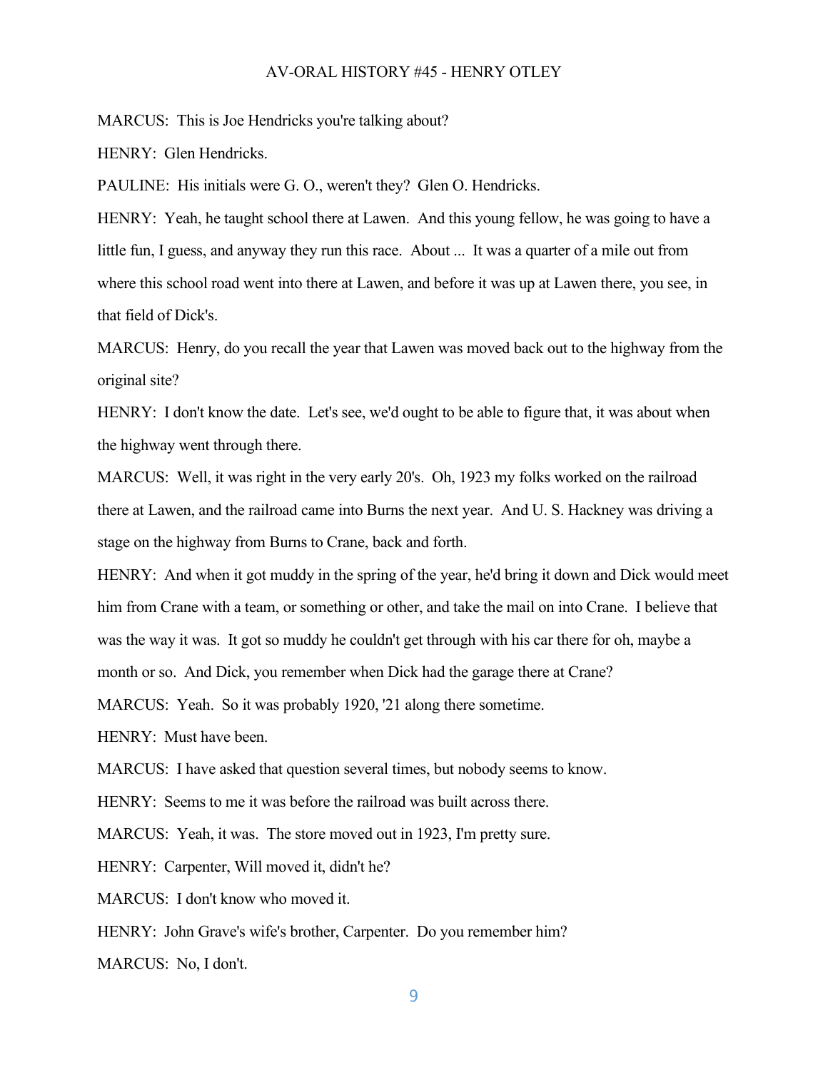MARCUS: This is Joe Hendricks you're talking about?

HENRY: Glen Hendricks.

PAULINE: His initials were G. O., weren't they? Glen O. Hendricks.

HENRY: Yeah, he taught school there at Lawen. And this young fellow, he was going to have a little fun, I guess, and anyway they run this race. About ... It was a quarter of a mile out from where this school road went into there at Lawen, and before it was up at Lawen there, you see, in that field of Dick's.

MARCUS: Henry, do you recall the year that Lawen was moved back out to the highway from the original site?

HENRY: I don't know the date. Let's see, we'd ought to be able to figure that, it was about when the highway went through there.

MARCUS: Well, it was right in the very early 20's. Oh, 1923 my folks worked on the railroad there at Lawen, and the railroad came into Burns the next year. And U. S. Hackney was driving a stage on the highway from Burns to Crane, back and forth.

HENRY: And when it got muddy in the spring of the year, he'd bring it down and Dick would meet him from Crane with a team, or something or other, and take the mail on into Crane. I believe that was the way it was. It got so muddy he couldn't get through with his car there for oh, maybe a month or so. And Dick, you remember when Dick had the garage there at Crane?

MARCUS: Yeah. So it was probably 1920, '21 along there sometime.

HENRY: Must have been.

MARCUS: I have asked that question several times, but nobody seems to know.

HENRY: Seems to me it was before the railroad was built across there.

MARCUS: Yeah, it was. The store moved out in 1923, I'm pretty sure.

HENRY: Carpenter, Will moved it, didn't he?

MARCUS: I don't know who moved it.

HENRY: John Grave's wife's brother, Carpenter. Do you remember him?

MARCUS: No, I don't.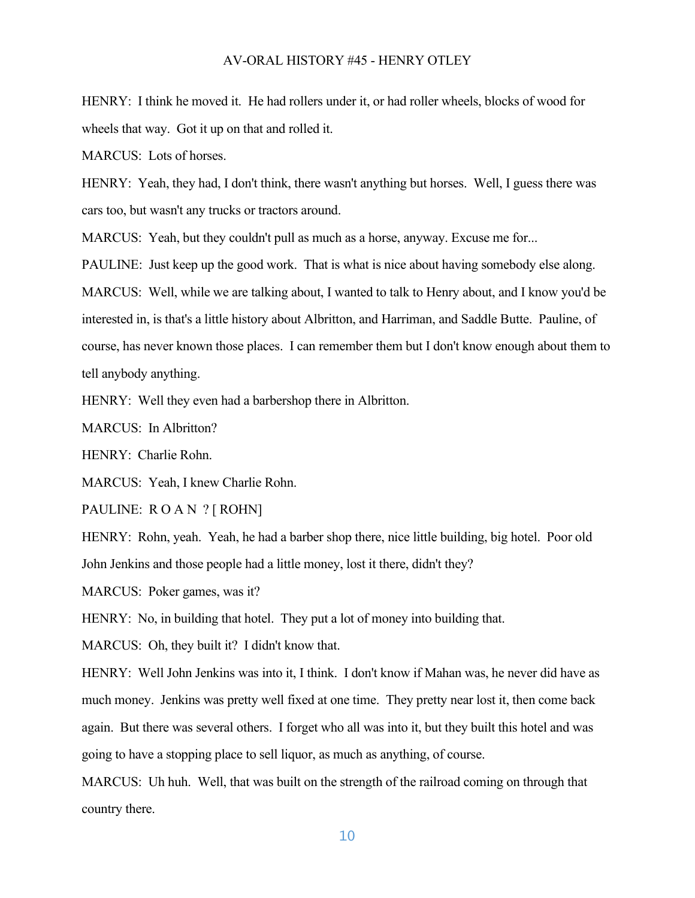HENRY: I think he moved it. He had rollers under it, or had roller wheels, blocks of wood for wheels that way. Got it up on that and rolled it.

MARCUS: Lots of horses.

HENRY: Yeah, they had, I don't think, there wasn't anything but horses. Well, I guess there was cars too, but wasn't any trucks or tractors around.

MARCUS: Yeah, but they couldn't pull as much as a horse, anyway. Excuse me for...

PAULINE: Just keep up the good work. That is what is nice about having somebody else along.

MARCUS: Well, while we are talking about, I wanted to talk to Henry about, and I know you'd be interested in, is that's a little history about Albritton, and Harriman, and Saddle Butte. Pauline, of course, has never known those places. I can remember them but I don't know enough about them to tell anybody anything.

HENRY: Well they even had a barbershop there in Albritton.

MARCUS: In Albritton?

HENRY: Charlie Rohn.

MARCUS: Yeah, I knew Charlie Rohn.

PAULINE: R O A N ? [ ROHN]

HENRY: Rohn, yeah. Yeah, he had a barber shop there, nice little building, big hotel. Poor old John Jenkins and those people had a little money, lost it there, didn't they?

MARCUS: Poker games, was it?

HENRY: No, in building that hotel. They put a lot of money into building that.

MARCUS: Oh, they built it? I didn't know that.

HENRY: Well John Jenkins was into it, I think. I don't know if Mahan was, he never did have as much money. Jenkins was pretty well fixed at one time. They pretty near lost it, then come back again. But there was several others. I forget who all was into it, but they built this hotel and was going to have a stopping place to sell liquor, as much as anything, of course.

MARCUS: Uh huh. Well, that was built on the strength of the railroad coming on through that country there.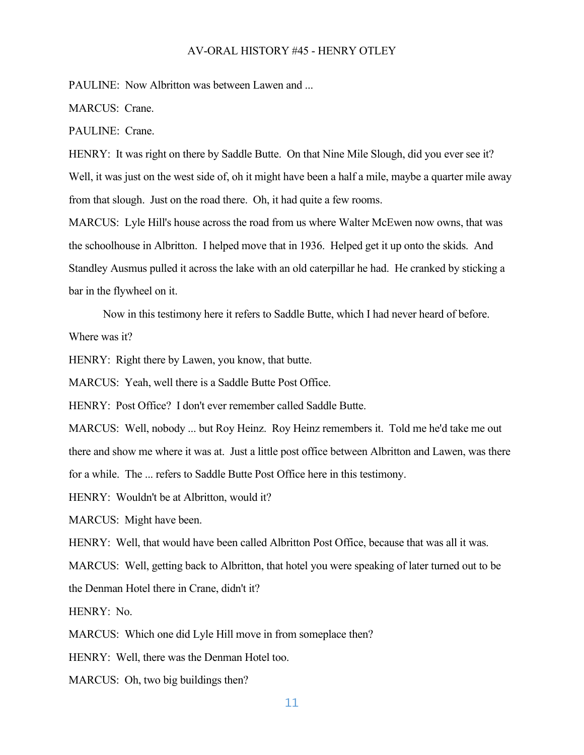PAULINE: Now Albritton was between Lawen and ...

MARCUS: Crane.

PAULINE: Crane.

HENRY: It was right on there by Saddle Butte. On that Nine Mile Slough, did you ever see it? Well, it was just on the west side of, oh it might have been a half a mile, maybe a quarter mile away from that slough. Just on the road there. Oh, it had quite a few rooms.

MARCUS: Lyle Hill's house across the road from us where Walter McEwen now owns, that was the schoolhouse in Albritton. I helped move that in 1936. Helped get it up onto the skids. And Standley Ausmus pulled it across the lake with an old caterpillar he had. He cranked by sticking a bar in the flywheel on it.

Now in this testimony here it refers to Saddle Butte, which I had never heard of before. Where was it?

HENRY: Right there by Lawen, you know, that butte.

MARCUS: Yeah, well there is a Saddle Butte Post Office.

HENRY: Post Office? I don't ever remember called Saddle Butte.

MARCUS: Well, nobody ... but Roy Heinz. Roy Heinz remembers it. Told me he'd take me out there and show me where it was at. Just a little post office between Albritton and Lawen, was there for a while. The ... refers to Saddle Butte Post Office here in this testimony.

HENRY: Wouldn't be at Albritton, would it?

MARCUS: Might have been.

HENRY: Well, that would have been called Albritton Post Office, because that was all it was.

MARCUS: Well, getting back to Albritton, that hotel you were speaking of later turned out to be the Denman Hotel there in Crane, didn't it?

HENRY: No.

MARCUS: Which one did Lyle Hill move in from someplace then?

HENRY: Well, there was the Denman Hotel too.

MARCUS: Oh, two big buildings then?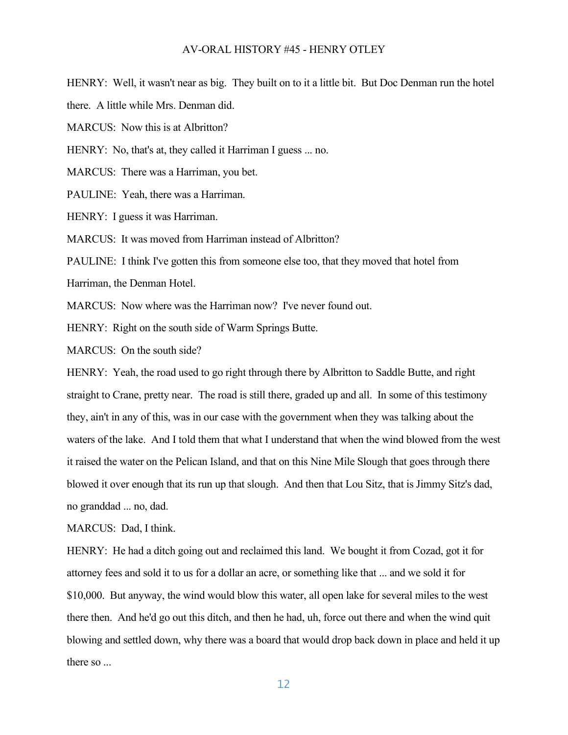HENRY: Well, it wasn't near as big. They built on to it a little bit. But Doc Denman run the hotel there. A little while Mrs. Denman did.

MARCUS: Now this is at Albritton?

HENRY: No, that's at, they called it Harriman I guess ... no.

MARCUS: There was a Harriman, you bet.

PAULINE: Yeah, there was a Harriman.

HENRY: I guess it was Harriman.

MARCUS: It was moved from Harriman instead of Albritton?

PAULINE: I think I've gotten this from someone else too, that they moved that hotel from Harriman, the Denman Hotel.

MARCUS: Now where was the Harriman now? I've never found out.

HENRY: Right on the south side of Warm Springs Butte.

MARCUS: On the south side?

HENRY: Yeah, the road used to go right through there by Albritton to Saddle Butte, and right straight to Crane, pretty near. The road is still there, graded up and all. In some of this testimony they, ain't in any of this, was in our case with the government when they was talking about the waters of the lake. And I told them that what I understand that when the wind blowed from the west it raised the water on the Pelican Island, and that on this Nine Mile Slough that goes through there blowed it over enough that its run up that slough. And then that Lou Sitz, that is Jimmy Sitz's dad, no granddad ... no, dad.

MARCUS: Dad, I think.

HENRY: He had a ditch going out and reclaimed this land. We bought it from Cozad, got it for attorney fees and sold it to us for a dollar an acre, or something like that ... and we sold it for $10,000. But anyway, the wind would blow this water, all open lake for several miles to the west there then. And he'd go out this ditch, and then he had, uh, force out there and when the wind quit blowing and settled down, why there was a board that would drop back down in place and held it up there so ...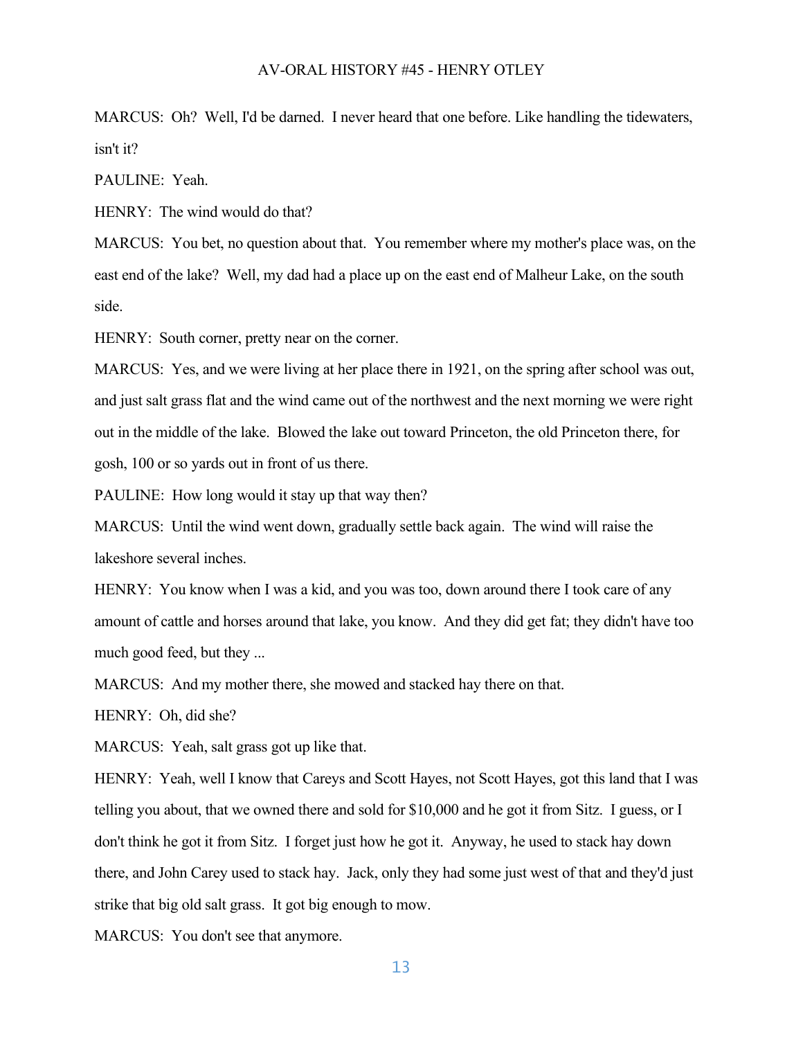MARCUS: Oh? Well, I'd be darned. I never heard that one before. Like handling the tidewaters, isn't it?

PAULINE: Yeah.

HENRY: The wind would do that?

MARCUS: You bet, no question about that. You remember where my mother's place was, on the east end of the lake? Well, my dad had a place up on the east end of Malheur Lake, on the south side.

HENRY: South corner, pretty near on the corner.

MARCUS: Yes, and we were living at her place there in 1921, on the spring after school was out, and just salt grass flat and the wind came out of the northwest and the next morning we were right out in the middle of the lake. Blowed the lake out toward Princeton, the old Princeton there, for gosh, 100 or so yards out in front of us there.

PAULINE: How long would it stay up that way then?

MARCUS: Until the wind went down, gradually settle back again. The wind will raise the lakeshore several inches.

HENRY: You know when I was a kid, and you was too, down around there I took care of any amount of cattle and horses around that lake, you know. And they did get fat; they didn't have too much good feed, but they ...

MARCUS: And my mother there, she mowed and stacked hay there on that.

HENRY: Oh, did she?

MARCUS: Yeah, salt grass got up like that.

HENRY: Yeah, well I know that Careys and Scott Hayes, not Scott Hayes, got this land that I was telling you about, that we owned there and sold for $10,000 and he got it from Sitz. I guess, or I don't think he got it from Sitz. I forget just how he got it. Anyway, he used to stack hay down there, and John Carey used to stack hay. Jack, only they had some just west of that and they'd just strike that big old salt grass. It got big enough to mow.

MARCUS: You don't see that anymore.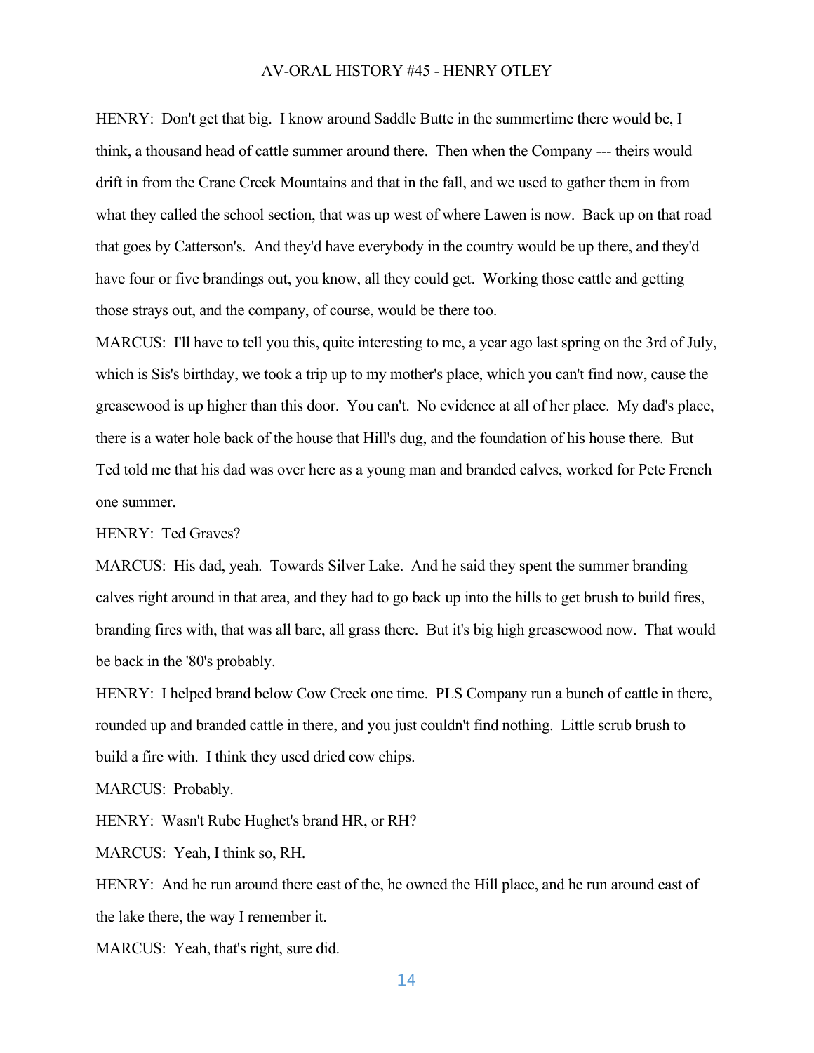HENRY: Don't get that big. I know around Saddle Butte in the summertime there would be, I think, a thousand head of cattle summer around there. Then when the Company --- theirs would drift in from the Crane Creek Mountains and that in the fall, and we used to gather them in from what they called the school section, that was up west of where Lawen is now. Back up on that road that goes by Catterson's. And they'd have everybody in the country would be up there, and they'd have four or five brandings out, you know, all they could get. Working those cattle and getting those strays out, and the company, of course, would be there too.

MARCUS: I'll have to tell you this, quite interesting to me, a year ago last spring on the 3rd of July, which is Sis's birthday, we took a trip up to my mother's place, which you can't find now, cause the greasewood is up higher than this door. You can't. No evidence at all of her place. My dad's place, there is a water hole back of the house that Hill's dug, and the foundation of his house there. But Ted told me that his dad was over here as a young man and branded calves, worked for Pete French one summer.

HENRY: Ted Graves?

MARCUS: His dad, yeah. Towards Silver Lake. And he said they spent the summer branding calves right around in that area, and they had to go back up into the hills to get brush to build fires, branding fires with, that was all bare, all grass there. But it's big high greasewood now. That would be back in the '80's probably.

HENRY: I helped brand below Cow Creek one time. PLS Company run a bunch of cattle in there, rounded up and branded cattle in there, and you just couldn't find nothing. Little scrub brush to build a fire with. I think they used dried cow chips.

MARCUS: Probably.

HENRY: Wasn't Rube Hughet's brand HR, or RH?

MARCUS: Yeah, I think so, RH.

HENRY: And he run around there east of the, he owned the Hill place, and he run around east of the lake there, the way I remember it.

MARCUS: Yeah, that's right, sure did.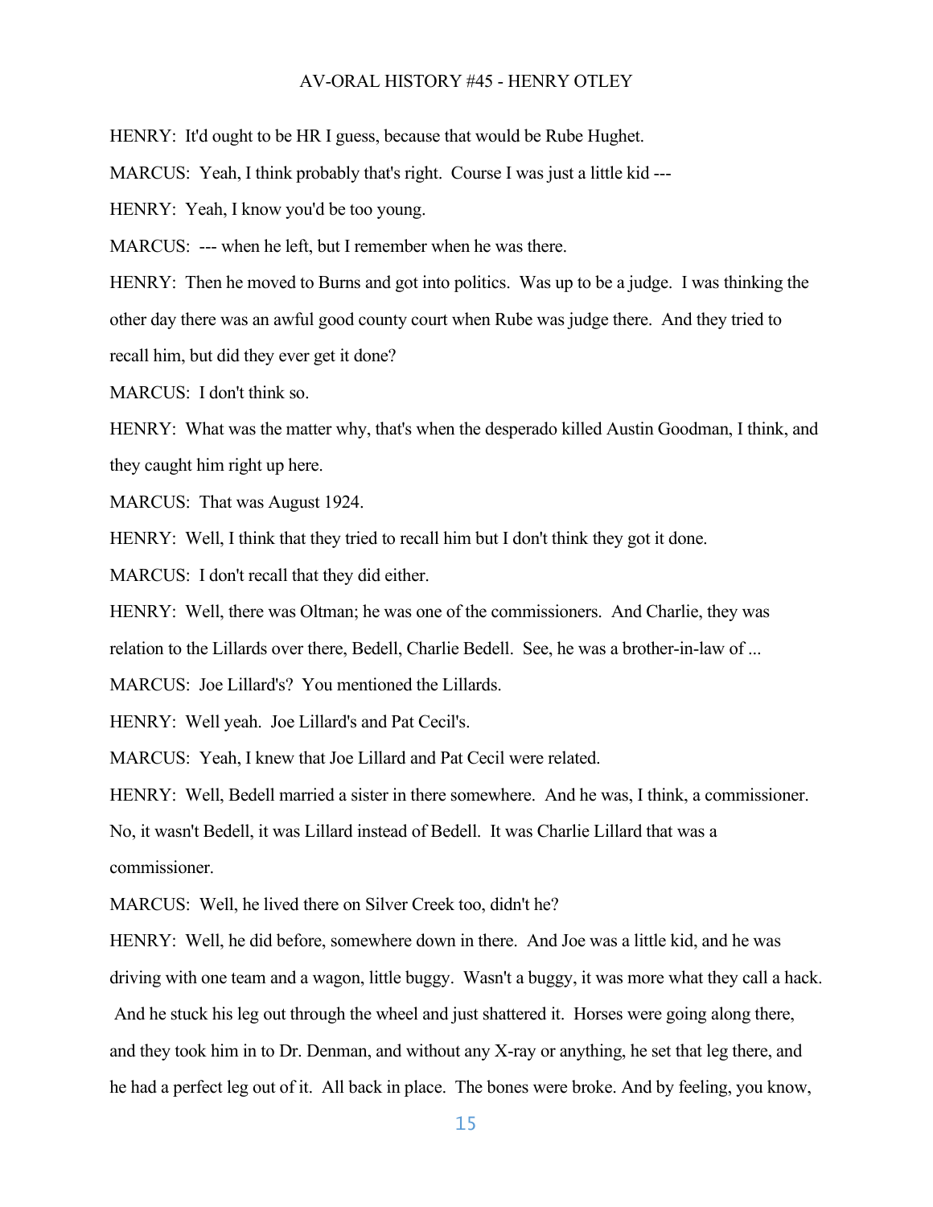HENRY: It'd ought to be HR I guess, because that would be Rube Hughet.

MARCUS: Yeah, I think probably that's right. Course I was just a little kid ---

HENRY: Yeah, I know you'd be too young.

MARCUS: --- when he left, but I remember when he was there.

HENRY: Then he moved to Burns and got into politics. Was up to be a judge. I was thinking the other day there was an awful good county court when Rube was judge there. And they tried to recall him, but did they ever get it done?

MARCUS: I don't think so.

HENRY: What was the matter why, that's when the desperado killed Austin Goodman, I think, and they caught him right up here.

MARCUS: That was August 1924.

HENRY: Well, I think that they tried to recall him but I don't think they got it done.

MARCUS: I don't recall that they did either.

HENRY: Well, there was Oltman; he was one of the commissioners. And Charlie, they was relation to the Lillards over there, Bedell, Charlie Bedell. See, he was a brother-in-law of ...

MARCUS: Joe Lillard's? You mentioned the Lillards.

HENRY: Well yeah. Joe Lillard's and Pat Cecil's.

MARCUS: Yeah, I knew that Joe Lillard and Pat Cecil were related.

HENRY: Well, Bedell married a sister in there somewhere. And he was, I think, a commissioner. No, it wasn't Bedell, it was Lillard instead of Bedell. It was Charlie Lillard that was a commissioner.

MARCUS: Well, he lived there on Silver Creek too, didn't he?

HENRY: Well, he did before, somewhere down in there. And Joe was a little kid, and he was driving with one team and a wagon, little buggy. Wasn't a buggy, it was more what they call a hack. And he stuck his leg out through the wheel and just shattered it. Horses were going along there, and they took him in to Dr. Denman, and without any X-ray or anything, he set that leg there, and he had a perfect leg out of it. All back in place. The bones were broke. And by feeling, you know,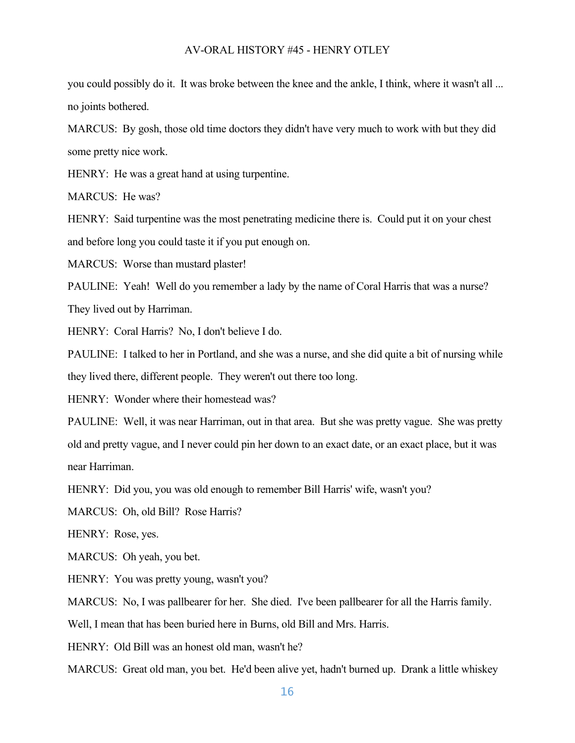you could possibly do it. It was broke between the knee and the ankle, I think, where it wasn't all ... no joints bothered.

MARCUS: By gosh, those old time doctors they didn't have very much to work with but they did some pretty nice work.

HENRY: He was a great hand at using turpentine.

MARCUS: He was?

HENRY: Said turpentine was the most penetrating medicine there is. Could put it on your chest and before long you could taste it if you put enough on.

MARCUS: Worse than mustard plaster!

PAULINE: Yeah! Well do you remember a lady by the name of Coral Harris that was a nurse? They lived out by Harriman.

HENRY: Coral Harris? No, I don't believe I do.

PAULINE: I talked to her in Portland, and she was a nurse, and she did quite a bit of nursing while they lived there, different people. They weren't out there too long.

HENRY: Wonder where their homestead was?

PAULINE: Well, it was near Harriman, out in that area. But she was pretty vague. She was pretty old and pretty vague, and I never could pin her down to an exact date, or an exact place, but it was near Harriman.

HENRY: Did you, you was old enough to remember Bill Harris' wife, wasn't you?

MARCUS: Oh, old Bill? Rose Harris?

HENRY: Rose, yes.

MARCUS: Oh yeah, you bet.

HENRY: You was pretty young, wasn't you?

MARCUS: No, I was pallbearer for her. She died. I've been pallbearer for all the Harris family. Well, I mean that has been buried here in Burns, old Bill and Mrs. Harris.

HENRY: Old Bill was an honest old man, wasn't he?

MARCUS: Great old man, you bet. He'd been alive yet, hadn't burned up. Drank a little whiskey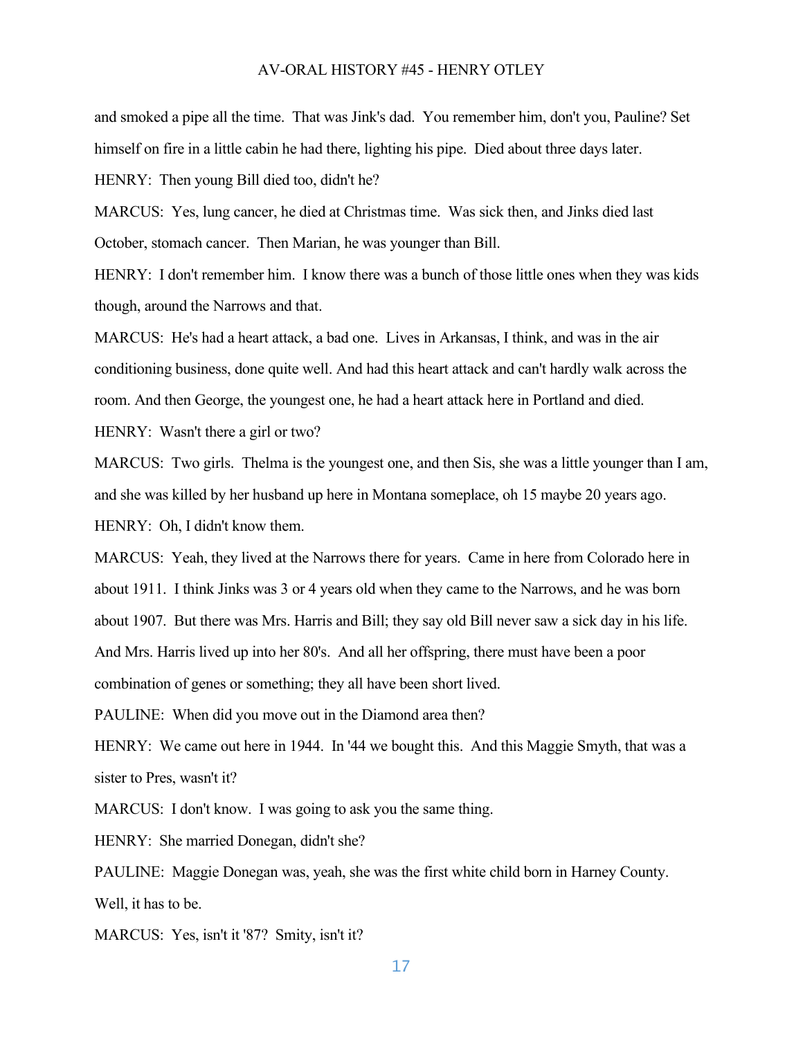and smoked a pipe all the time. That was Jink's dad. You remember him, don't you, Pauline? Set himself on fire in a little cabin he had there, lighting his pipe. Died about three days later.

HENRY: Then young Bill died too, didn't he?

MARCUS: Yes, lung cancer, he died at Christmas time. Was sick then, and Jinks died last October, stomach cancer. Then Marian, he was younger than Bill.

HENRY: I don't remember him. I know there was a bunch of those little ones when they was kids though, around the Narrows and that.

MARCUS: He's had a heart attack, a bad one. Lives in Arkansas, I think, and was in the air conditioning business, done quite well. And had this heart attack and can't hardly walk across the room. And then George, the youngest one, he had a heart attack here in Portland and died.

HENRY: Wasn't there a girl or two?

MARCUS: Two girls. Thelma is the youngest one, and then Sis, she was a little younger than I am, and she was killed by her husband up here in Montana someplace, oh 15 maybe 20 years ago.

HENRY: Oh, I didn't know them.

MARCUS: Yeah, they lived at the Narrows there for years. Came in here from Colorado here in about 1911. I think Jinks was 3 or 4 years old when they came to the Narrows, and he was born about 1907. But there was Mrs. Harris and Bill; they say old Bill never saw a sick day in his life. And Mrs. Harris lived up into her 80's. And all her offspring, there must have been a poor combination of genes or something; they all have been short lived.

PAULINE: When did you move out in the Diamond area then?

HENRY: We came out here in 1944. In '44 we bought this. And this Maggie Smyth, that was a sister to Pres, wasn't it?

MARCUS: I don't know. I was going to ask you the same thing.

HENRY: She married Donegan, didn't she?

PAULINE: Maggie Donegan was, yeah, she was the first white child born in Harney County. Well, it has to be.

MARCUS: Yes, isn't it '87? Smity, isn't it?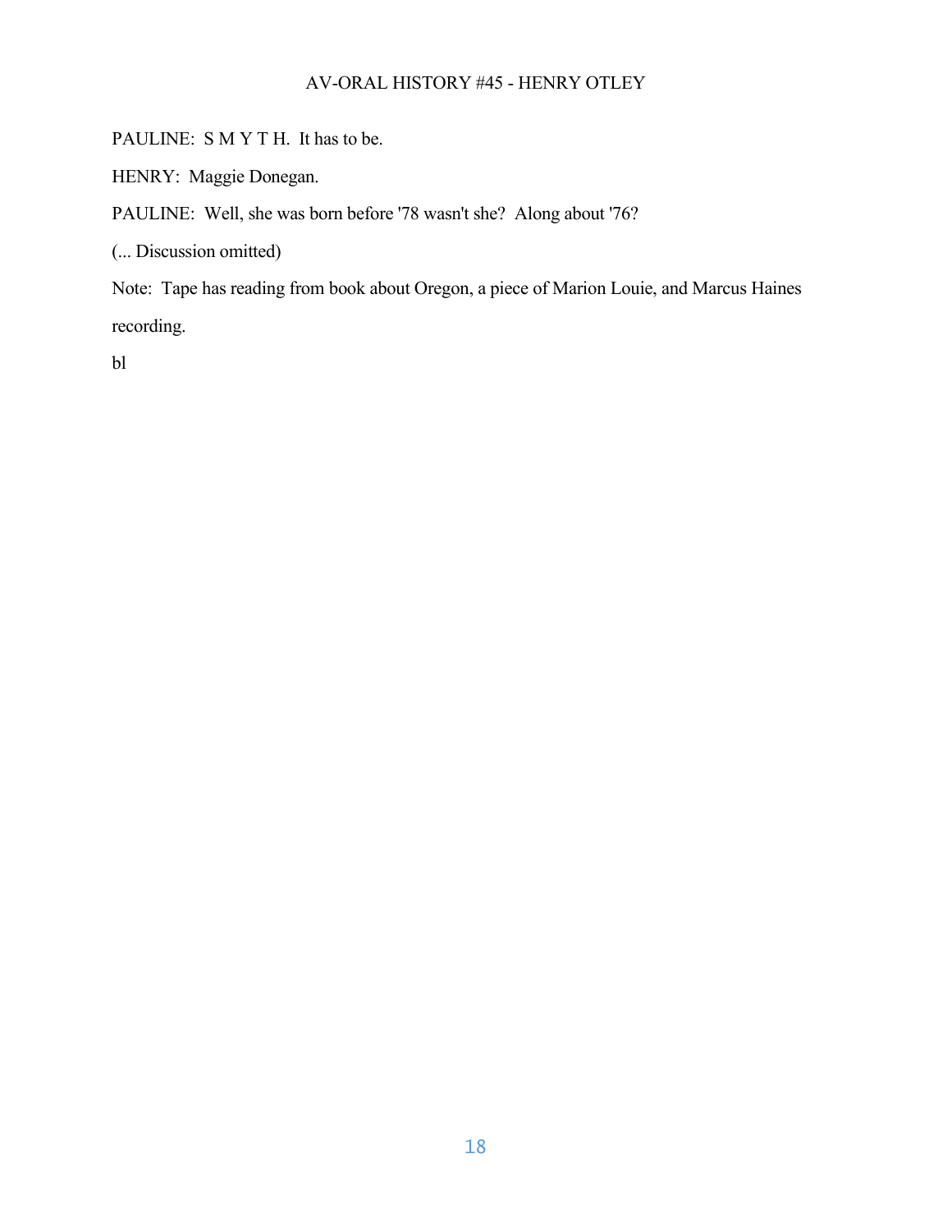PAULINE: S M Y T H. It has to be.

HENRY: Maggie Donegan.

PAULINE: Well, she was born before '78 wasn't she? Along about '76?

(... Discussion omitted)

Note: Tape has reading from book about Oregon, a piece of Marion Louie, and Marcus Haines recording.

bl